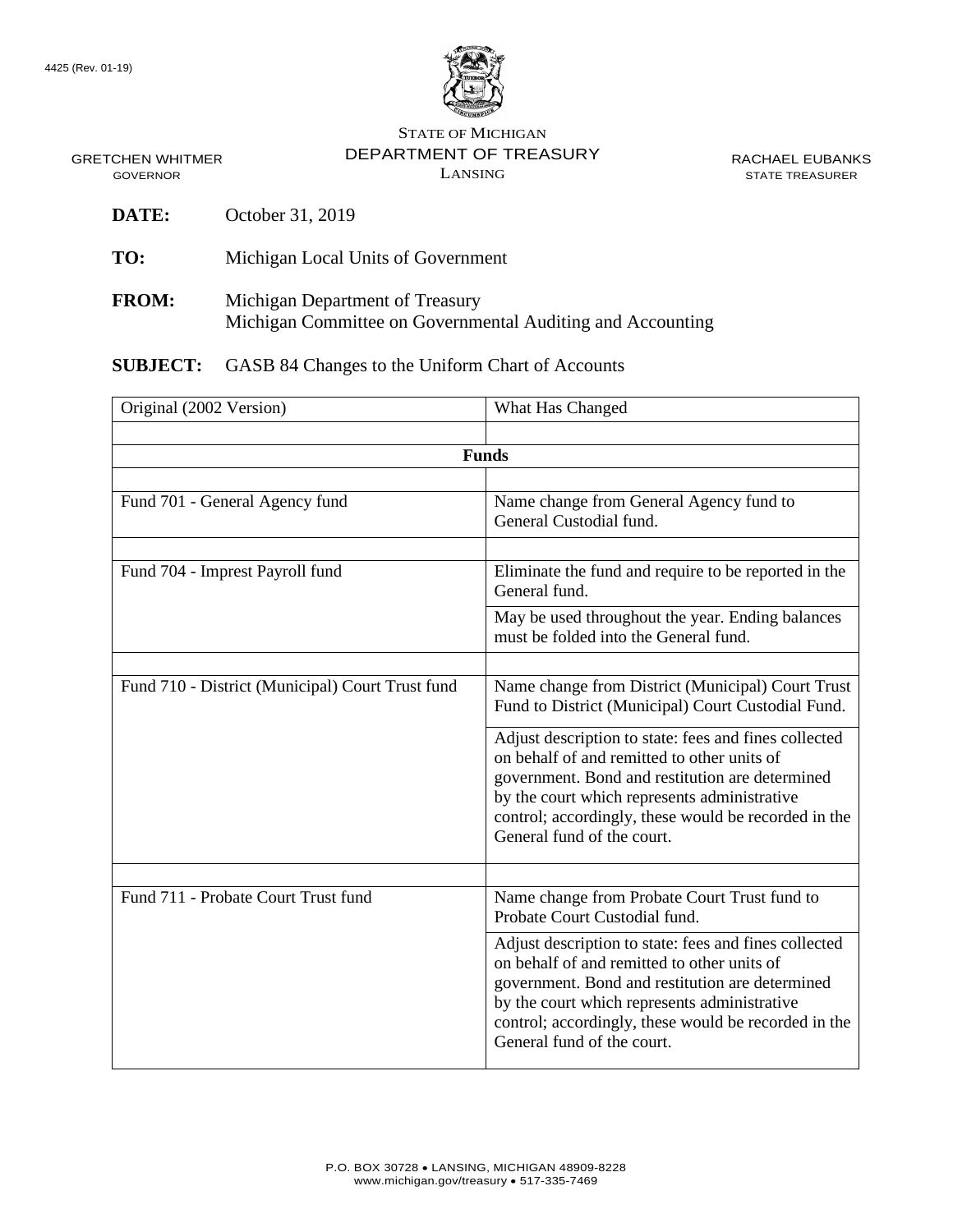4425 (Rev. 01-19)

STATE OF MICHIGAN
DEPARTMENT OF TREASURY
LANSING

GRETCHEN WHITMER
GOVERNOR

RACHAEL EUBANKS
STATE TREASURER

**DATE:** October 31, 2019

**TO:** Michigan Local Units of Government

**FROM:** Michigan Department of Treasury
Michigan Committee on Governmental Auditing and Accounting

**SUBJECT:** GASB 84 Changes to the Uniform Chart of Accounts

| Original (2002 Version) | What Has Changed |
|---|---|
| | |
| **Funds** | |
| | |
| Fund 701 - General Agency fund | Name change from General Agency fund to General Custodial fund. |
| | |
| Fund 704 - Imprest Payroll fund | Eliminate the fund and require to be reported in the General fund. |
| | May be used throughout the year. Ending balances must be folded into the General fund. |
| | |
| Fund 710 - District (Municipal) Court Trust fund | Name change from District (Municipal) Court Trust Fund to District (Municipal) Court Custodial Fund. |
| | Adjust description to state: fees and fines collected on behalf of and remitted to other units of government. Bond and restitution are determined by the court which represents administrative control; accordingly, these would be recorded in the General fund of the court. |
| | |
| Fund 711 - Probate Court Trust fund | Name change from Probate Court Trust fund to Probate Court Custodial fund. |
| | Adjust description to state: fees and fines collected on behalf of and remitted to other units of government. Bond and restitution are determined by the court which represents administrative control; accordingly, these would be recorded in the General fund of the court. |

P.O. BOX 30728 • LANSING, MICHIGAN 48909-8228
www.michigan.gov/treasury • 517-335-7469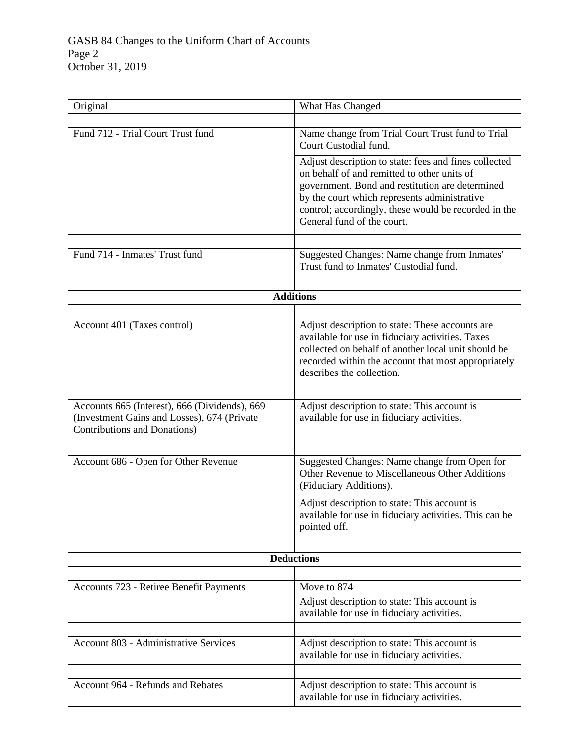| Original | What Has Changed |
|---|---|
| | |
| Fund 712 - Trial Court Trust fund | Name change from Trial Court Trust fund to Trial Court Custodial fund. |
| | Adjust description to state: fees and fines collected on behalf of and remitted to other units of government. Bond and restitution are determined by the court which represents administrative control; accordingly, these would be recorded in the General fund of the court. |
| | |
| Fund 714 - Inmates' Trust fund | Suggested Changes: Name change from Inmates' Trust fund to Inmates' Custodial fund. |
| | |
| **Additions** | |
| | |
| Account 401 (Taxes control) | Adjust description to state: These accounts are available for use in fiduciary activities. Taxes collected on behalf of another local unit should be recorded within the account that most appropriately describes the collection. |
| | |
| Accounts 665 (Interest), 666 (Dividends), 669 (Investment Gains and Losses), 674 (Private Contributions and Donations) | Adjust description to state: This account is available for use in fiduciary activities. |
| | |
| Account 686 - Open for Other Revenue | Suggested Changes: Name change from Open for Other Revenue to Miscellaneous Other Additions (Fiduciary Additions). |
| | Adjust description to state: This account is available for use in fiduciary activities. This can be pointed off. |
| | |
| **Deductions** | |
| | |
| Accounts 723 - Retiree Benefit Payments | Move to 874 |
| | Adjust description to state: This account is available for use in fiduciary activities. |
| | |
| Account 803 - Administrative Services | Adjust description to state: This account is available for use in fiduciary activities. |
| | |
| Account 964 - Refunds and Rebates | Adjust description to state: This account is available for use in fiduciary activities. |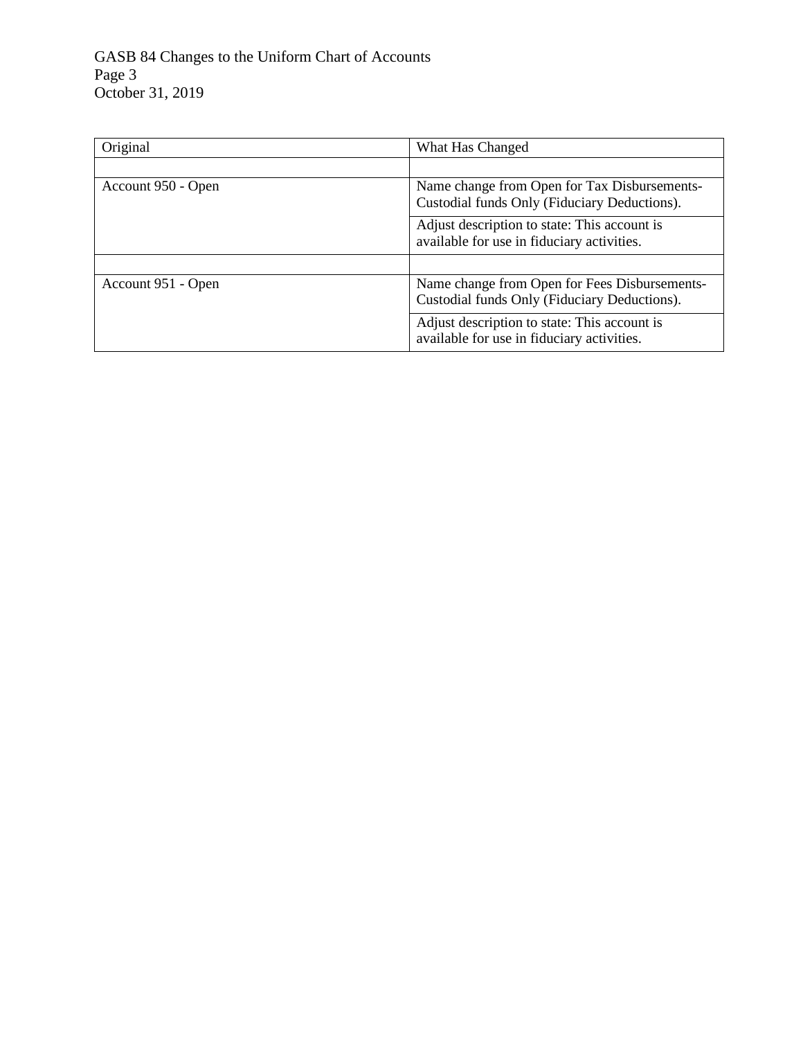| Original | What Has Changed |
| --- | --- |
| | |
| Account 950 - Open | Name change from Open for Tax Disbursements-Custodial funds Only (Fiduciary Deductions). |
| | Adjust description to state: This account is available for use in fiduciary activities. |
| | |
| Account 951 - Open | Name change from Open for Fees Disbursements-Custodial funds Only (Fiduciary Deductions). |
| | Adjust description to state: This account is available for use in fiduciary activities. |